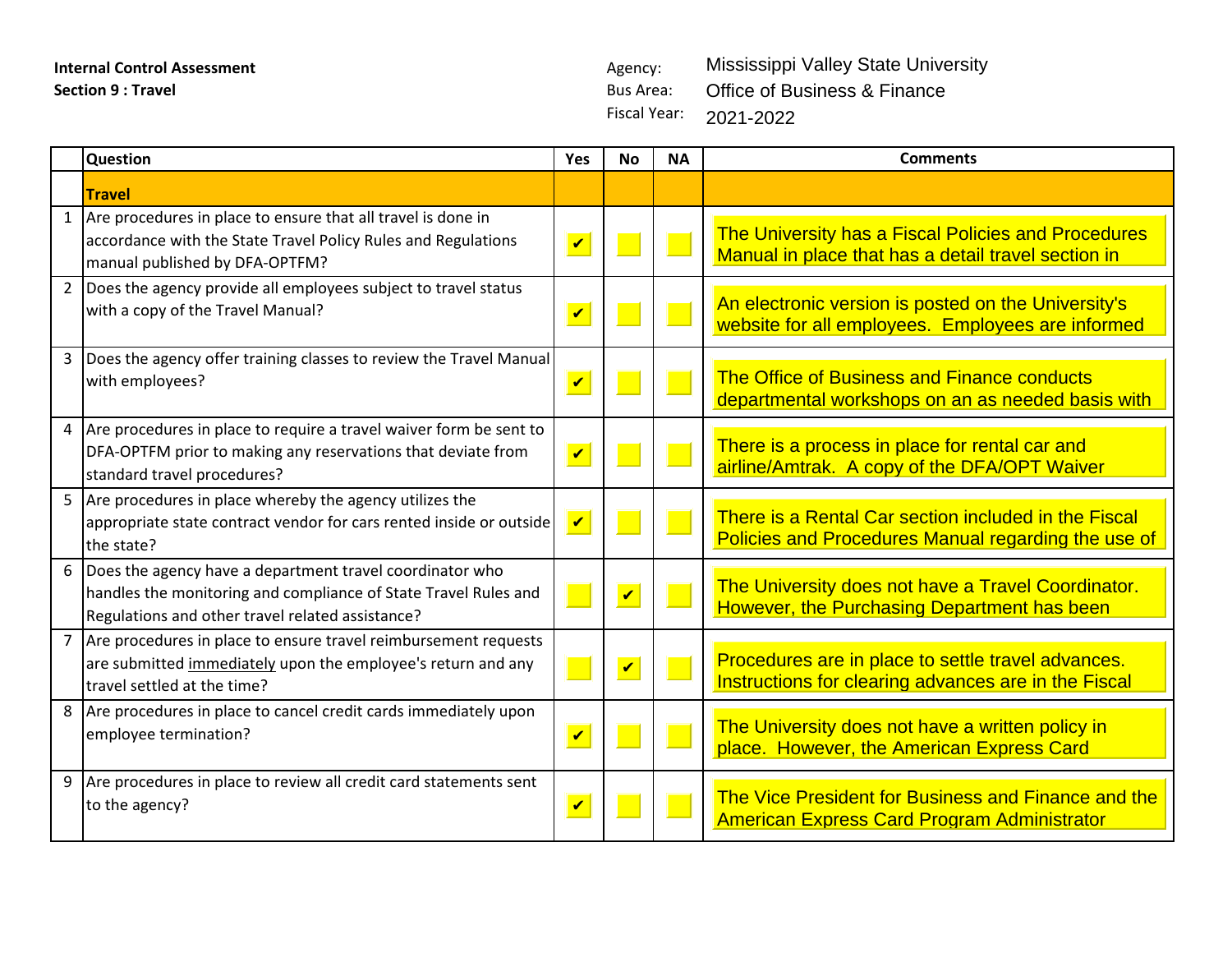**Internal Control Assessment**
**Section 9 : Travel**

Agency: Mississippi Valley State University
Bus Area: Office of Business & Finance
Fiscal Year: 2021-2022

| | Question | Yes | No | NA | Comments |
|---|---|---|---|---|---|
| | **Travel** | | | | |
| 1 | Are procedures in place to ensure that all travel is done in accordance with the State Travel Policy Rules and Regulations manual published by DFA-OPTFM? | ✔ | | | The University has a Fiscal Policies and Procedures Manual in place that has a detail travel section in |
| 2 | Does the agency provide all employees subject to travel status with a copy of the Travel Manual? | ✔ | | | An electronic version is posted on the University's website for all employees. Employees are informed |
| 3 | Does the agency offer training classes to review the Travel Manual with employees? | ✔ | | | The Office of Business and Finance conducts departmental workshops on an as needed basis with |
| 4 | Are procedures in place to require a travel waiver form be sent to DFA-OPTFM prior to making any reservations that deviate from standard travel procedures? | ✔ | | | There is a process in place for rental car and airline/Amtrak. A copy of the DFA/OPT Waiver |
| 5 | Are procedures in place whereby the agency utilizes the appropriate state contract vendor for cars rented inside or outside the state? | ✔ | | | There is a Rental Car section included in the Fiscal Policies and Procedures Manual regarding the use of |
| 6 | Does the agency have a department travel coordinator who handles the monitoring and compliance of State Travel Rules and Regulations and other travel related assistance? | | ✔ | | The University does not have a Travel Coordinator. However, the Purchasing Department has been |
| 7 | Are procedures in place to ensure travel reimbursement requests are submitted immediately upon the employee's return and any travel settled at the time? | | ✔ | | Procedures are in place to settle travel advances. Instructions for clearing advances are in the Fiscal |
| 8 | Are procedures in place to cancel credit cards immediately upon employee termination? | ✔ | | | The University does not have a written policy in place. However, the American Express Card |
| 9 | Are procedures in place to review all credit card statements sent to the agency? | ✔ | | | The Vice President for Business and Finance and the American Express Card Program Administrator |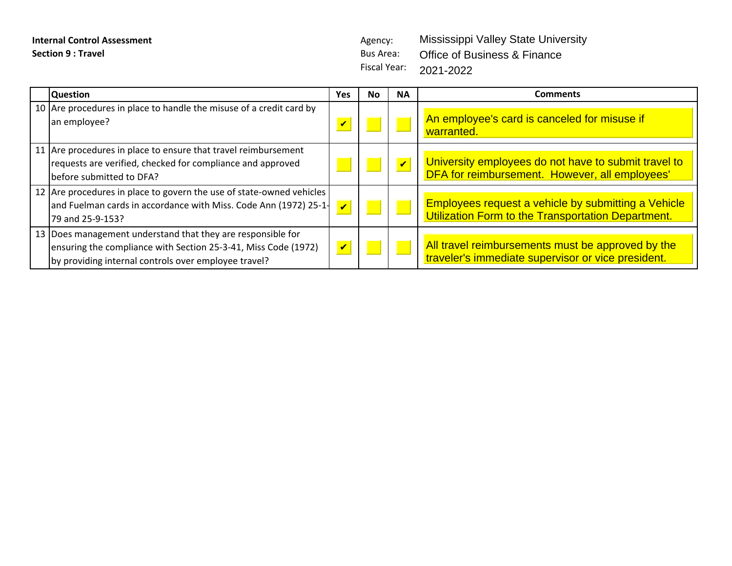**Internal Control Assessment**
**Section 9 : Travel**

Agency: Mississippi Valley State University
Bus Area: Office of Business & Finance
Fiscal Year: 2021-2022

| | Question | Yes | No | NA | Comments |
|---|---|---|---|---|---|
| 10 | Are procedures in place to handle the misuse of a credit card by an employee? | ✔ | | | An employee's card is canceled for misuse if warranted. |
| 11 | Are procedures in place to ensure that travel reimbursement requests are verified, checked for compliance and approved before submitted to DFA? | | | ✔ | University employees do not have to submit travel to DFA for reimbursement. However, all employees' |
| 12 | Are procedures in place to govern the use of state-owned vehicles and Fuelman cards in accordance with Miss. Code Ann (1972) 25-1-79 and 25-9-153? | ✔ | | | Employees request a vehicle by submitting a Vehicle Utilization Form to the Transportation Department. |
| 13 | Does management understand that they are responsible for ensuring the compliance with Section 25-3-41, Miss Code (1972) by providing internal controls over employee travel? | ✔ | | | All travel reimbursements must be approved by the traveler's immediate supervisor or vice president. |